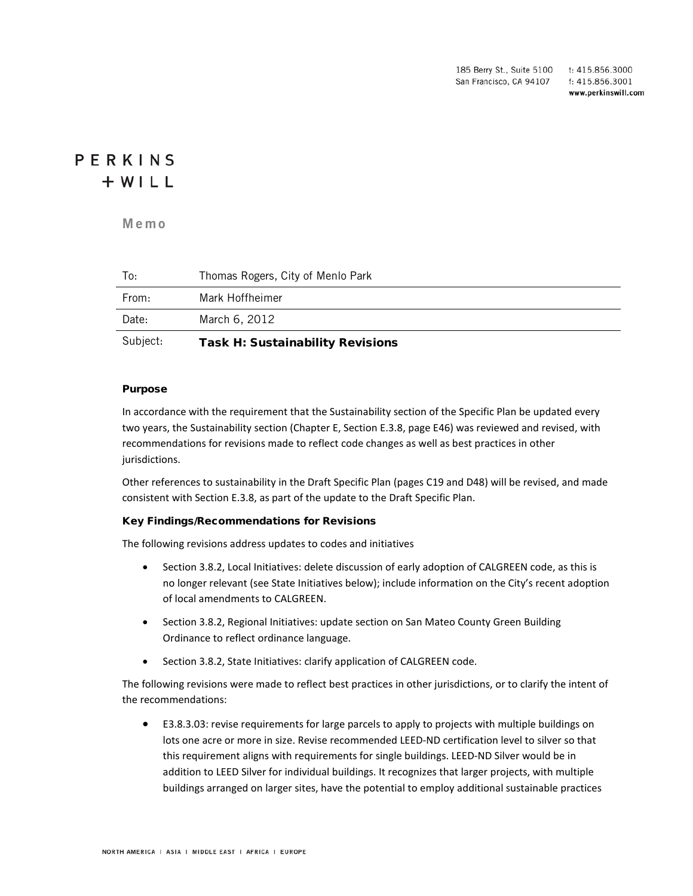185 Berry St., Suite 5100 t: 415.856.3000
San Francisco, CA 94107 f: 415.856.3001
www.perkinswill.com

PERKINS
+WILL

# Memo

| To: | Thomas Rogers, City of Menlo Park |
|---|---|
| From: | Mark Hoffheimer |
| Date: | March 6, 2012 |
| Subject: | **Task H: Sustainability Revisions** |

### Purpose

In accordance with the requirement that the Sustainability section of the Specific Plan be updated every two years, the Sustainability section (Chapter E, Section E.3.8, page E46) was reviewed and revised, with recommendations for revisions made to reflect code changes as well as best practices in other jurisdictions.

Other references to sustainability in the Draft Specific Plan (pages C19 and D48) will be revised, and made consistent with Section E.3.8, as part of the update to the Draft Specific Plan.

### Key Findings/Recommendations for Revisions

The following revisions address updates to codes and initiatives

- Section 3.8.2, Local Initiatives: delete discussion of early adoption of CALGREEN code, as this is no longer relevant (see State Initiatives below); include information on the City's recent adoption of local amendments to CALGREEN.
- Section 3.8.2, Regional Initiatives: update section on San Mateo County Green Building Ordinance to reflect ordinance language.
- Section 3.8.2, State Initiatives: clarify application of CALGREEN code.

The following revisions were made to reflect best practices in other jurisdictions, or to clarify the intent of the recommendations:

- E3.8.3.03: revise requirements for large parcels to apply to projects with multiple buildings on lots one acre or more in size. Revise recommended LEED-ND certification level to silver so that this requirement aligns with requirements for single buildings. LEED-ND Silver would be in addition to LEED Silver for individual buildings. It recognizes that larger projects, with multiple buildings arranged on larger sites, have the potential to employ additional sustainable practices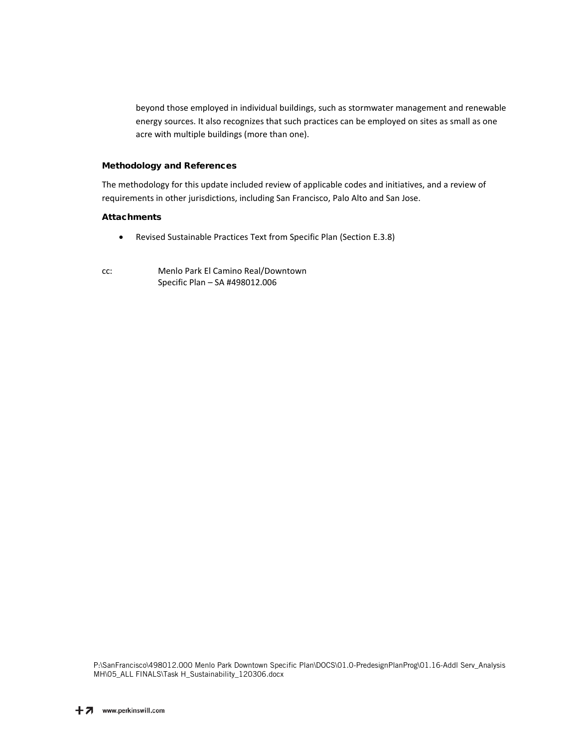beyond those employed in individual buildings, such as stormwater management and renewable energy sources. It also recognizes that such practices can be employed on sites as small as one acre with multiple buildings (more than one).

### Methodology and References

The methodology for this update included review of applicable codes and initiatives, and a review of requirements in other jurisdictions, including San Francisco, Palo Alto and San Jose.

### Attachments

- Revised Sustainable Practices Text from Specific Plan (Section E.3.8)

cc: Menlo Park El Camino Real/Downtown Specific Plan – SA #498012.006

P:\SanFrancisco\498012.000 Menlo Park Downtown Specific Plan\DOCS\01.0-PredesignPlanProg\01.16-Addl Serv_Analysis MH\05_ALL FINALS\Task H_Sustainability_120306.docx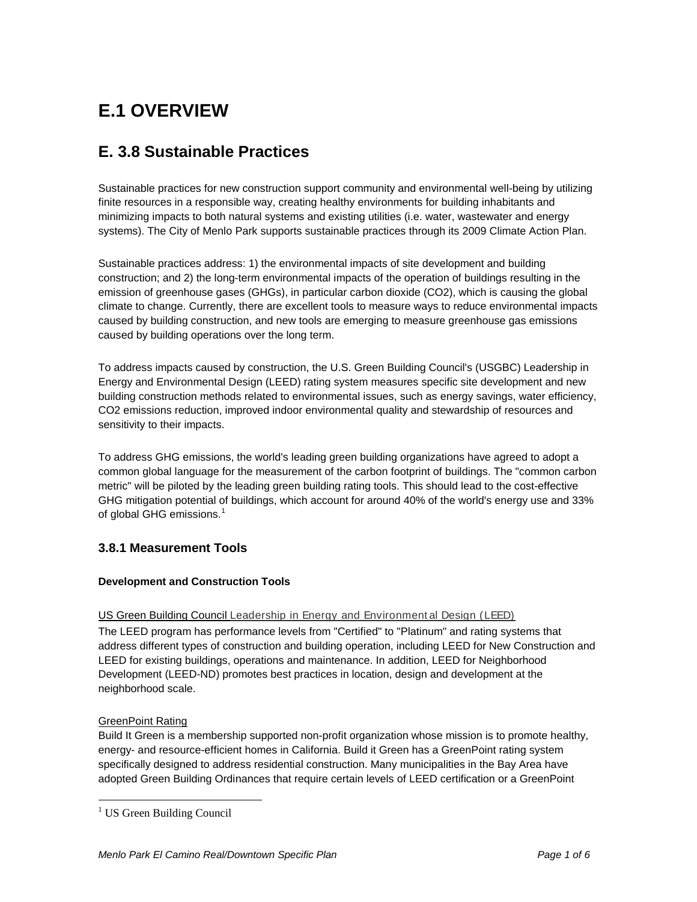# E.1 OVERVIEW

## E. 3.8 Sustainable Practices

Sustainable practices for new construction support community and environmental well-being by utilizing finite resources in a responsible way, creating healthy environments for building inhabitants and minimizing impacts to both natural systems and existing utilities (i.e. water, wastewater and energy systems). The City of Menlo Park supports sustainable practices through its 2009 Climate Action Plan.

Sustainable practices address: 1) the environmental impacts of site development and building construction; and 2) the long-term environmental impacts of the operation of buildings resulting in the emission of greenhouse gases (GHGs), in particular carbon dioxide ($CO_2$), which is causing the global climate to change. Currently, there are excellent tools to measure ways to reduce environmental impacts caused by building construction, and new tools are emerging to measure greenhouse gas emissions caused by building operations over the long term.

To address impacts caused by construction, the U.S. Green Building Council's (USGBC) Leadership in Energy and Environmental Design (LEED) rating system measures specific site development and new building construction methods related to environmental issues, such as energy savings, water efficiency, $CO_2$ emissions reduction, improved indoor environmental quality and stewardship of resources and sensitivity to their impacts.

To address GHG emissions, the world's leading green building organizations have agreed to adopt a common global language for the measurement of the carbon footprint of buildings. The "common carbon metric" will be piloted by the leading green building rating tools. This should lead to the cost-effective GHG mitigation potential of buildings, which account for around 40% of the world's energy use and 33% of global GHG emissions.[1]

### 3.8.1 Measurement Tools

#### Development and Construction Tools

US Green Building Council Leadership in Energy and Environmental Design (LEED)

The LEED program has performance levels from "Certified" to "Platinum" and rating systems that address different types of construction and building operation, including LEED for New Construction and LEED for existing buildings, operations and maintenance. In addition, LEED for Neighborhood Development (LEED-ND) promotes best practices in location, design and development at the neighborhood scale.

GreenPoint Rating

Build It Green is a membership supported non-profit organization whose mission is to promote healthy, energy- and resource-efficient homes in California. Build it Green has a GreenPoint rating system specifically designed to address residential construction. Many municipalities in the Bay Area have adopted Green Building Ordinances that require certain levels of LEED certification or a GreenPoint

[1] US Green Building Council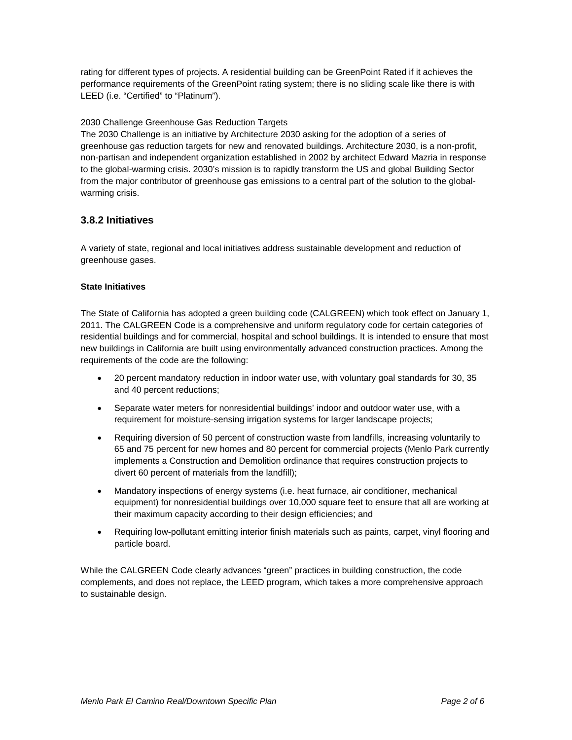rating for different types of projects. A residential building can be GreenPoint Rated if it achieves the performance requirements of the GreenPoint rating system; there is no sliding scale like there is with LEED (i.e. "Certified" to "Platinum").

<u>2030 Challenge Greenhouse Gas Reduction Targets</u>

The 2030 Challenge is an initiative by Architecture 2030 asking for the adoption of a series of greenhouse gas reduction targets for new and renovated buildings. Architecture 2030, is a non-profit, non-partisan and independent organization established in 2002 by architect Edward Mazria in response to the global-warming crisis. 2030's mission is to rapidly transform the US and global Building Sector from the major contributor of greenhouse gas emissions to a central part of the solution to the global-warming crisis.

### 3.8.2 Initiatives

A variety of state, regional and local initiatives address sustainable development and reduction of greenhouse gases.

**State Initiatives**

The State of California has adopted a green building code (CALGREEN) which took effect on January 1, 2011. The CALGREEN Code is a comprehensive and uniform regulatory code for certain categories of residential buildings and for commercial, hospital and school buildings. It is intended to ensure that most new buildings in California are built using environmentally advanced construction practices. Among the requirements of the code are the following:

- 20 percent mandatory reduction in indoor water use, with voluntary goal standards for 30, 35 and 40 percent reductions;
- Separate water meters for nonresidential buildings' indoor and outdoor water use, with a requirement for moisture-sensing irrigation systems for larger landscape projects;
- Requiring diversion of 50 percent of construction waste from landfills, increasing voluntarily to 65 and 75 percent for new homes and 80 percent for commercial projects (Menlo Park currently implements a Construction and Demolition ordinance that requires construction projects to divert 60 percent of materials from the landfill);
- Mandatory inspections of energy systems (i.e. heat furnace, air conditioner, mechanical equipment) for nonresidential buildings over 10,000 square feet to ensure that all are working at their maximum capacity according to their design efficiencies; and
- Requiring low-pollutant emitting interior finish materials such as paints, carpet, vinyl flooring and particle board.

While the CALGREEN Code clearly advances "green" practices in building construction, the code complements, and does not replace, the LEED program, which takes a more comprehensive approach to sustainable design.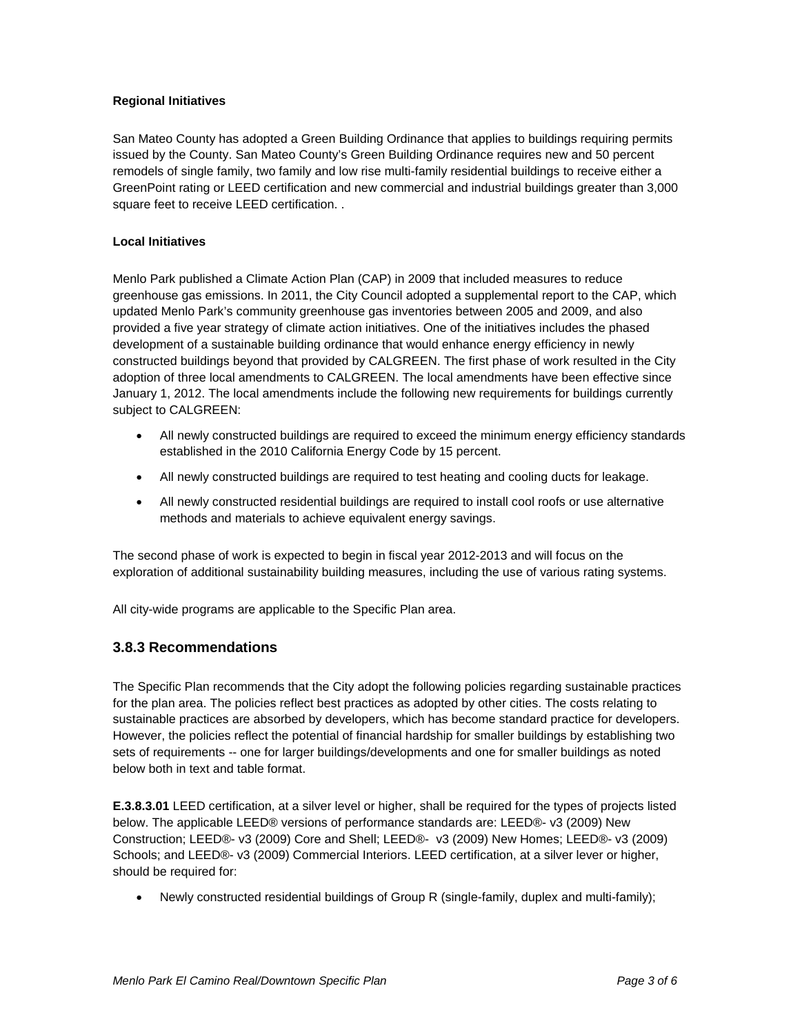**Regional Initiatives**

San Mateo County has adopted a Green Building Ordinance that applies to buildings requiring permits issued by the County. San Mateo County's Green Building Ordinance requires new and 50 percent remodels of single family, two family and low rise multi-family residential buildings to receive either a GreenPoint rating or LEED certification and new commercial and industrial buildings greater than 3,000 square feet to receive LEED certification. .

**Local Initiatives**

Menlo Park published a Climate Action Plan (CAP) in 2009 that included measures to reduce greenhouse gas emissions. In 2011, the City Council adopted a supplemental report to the CAP, which updated Menlo Park's community greenhouse gas inventories between 2005 and 2009, and also provided a five year strategy of climate action initiatives. One of the initiatives includes the phased development of a sustainable building ordinance that would enhance energy efficiency in newly constructed buildings beyond that provided by CALGREEN. The first phase of work resulted in the City adoption of three local amendments to CALGREEN. The local amendments have been effective since January 1, 2012. The local amendments include the following new requirements for buildings currently subject to CALGREEN:

- All newly constructed buildings are required to exceed the minimum energy efficiency standards established in the 2010 California Energy Code by 15 percent.
- All newly constructed buildings are required to test heating and cooling ducts for leakage.
- All newly constructed residential buildings are required to install cool roofs or use alternative methods and materials to achieve equivalent energy savings.

The second phase of work is expected to begin in fiscal year 2012-2013 and will focus on the exploration of additional sustainability building measures, including the use of various rating systems.

All city-wide programs are applicable to the Specific Plan area.

## 3.8.3 Recommendations

The Specific Plan recommends that the City adopt the following policies regarding sustainable practices for the plan area. The policies reflect best practices as adopted by other cities. The costs relating to sustainable practices are absorbed by developers, which has become standard practice for developers. However, the policies reflect the potential of financial hardship for smaller buildings by establishing two sets of requirements -- one for larger buildings/developments and one for smaller buildings as noted below both in text and table format.

**E.3.8.3.01** LEED certification, at a silver level or higher, shall be required for the types of projects listed below. The applicable LEED® versions of performance standards are: LEED®- v3 (2009) New Construction; LEED®- v3 (2009) Core and Shell; LEED®- v3 (2009) New Homes; LEED®- v3 (2009) Schools; and LEED®- v3 (2009) Commercial Interiors. LEED certification, at a silver lever or higher, should be required for:

- Newly constructed residential buildings of Group R (single-family, duplex and multi-family);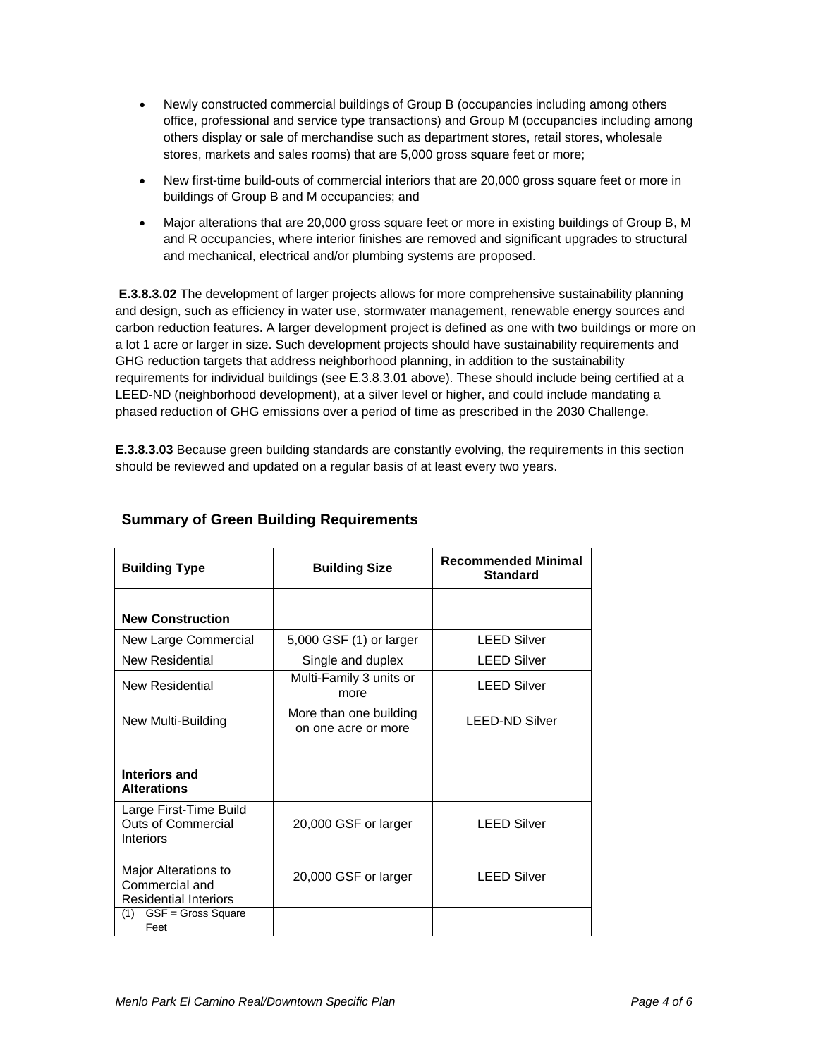- Newly constructed commercial buildings of Group B (occupancies including among others office, professional and service type transactions) and Group M (occupancies including among others display or sale of merchandise such as department stores, retail stores, wholesale stores, markets and sales rooms) that are 5,000 gross square feet or more;
- New first-time build-outs of commercial interiors that are 20,000 gross square feet or more in buildings of Group B and M occupancies; and
- Major alterations that are 20,000 gross square feet or more in existing buildings of Group B, M and R occupancies, where interior finishes are removed and significant upgrades to structural and mechanical, electrical and/or plumbing systems are proposed.

**E.3.8.3.02** The development of larger projects allows for more comprehensive sustainability planning and design, such as efficiency in water use, stormwater management, renewable energy sources and carbon reduction features. A larger development project is defined as one with two buildings or more on a lot 1 acre or larger in size. Such development projects should have sustainability requirements and GHG reduction targets that address neighborhood planning, in addition to the sustainability requirements for individual buildings (see E.3.8.3.01 above). These should include being certified at a LEED-ND (neighborhood development), at a silver level or higher, and could include mandating a phased reduction of GHG emissions over a period of time as prescribed in the 2030 Challenge.

**E.3.8.3.03** Because green building standards are constantly evolving, the requirements in this section should be reviewed and updated on a regular basis of at least every two years.

## Summary of Green Building Requirements

| Building Type | Building Size | Recommended Minimal Standard |
|---|---|---|
| **New Construction** | | |
| New Large Commercial | 5,000 GSF (1) or larger | LEED Silver |
| New Residential | Single and duplex | LEED Silver |
| New Residential | Multi-Family 3 units or more | LEED Silver |
| New Multi-Building | More than one building on one acre or more | LEED-ND Silver |
| **Interiors and Alterations** | | |
| Large First-Time Build Outs of Commercial Interiors | 20,000 GSF or larger | LEED Silver |
| Major Alterations to Commercial and Residential Interiors | 20,000 GSF or larger | LEED Silver |
| (1) GSF = Gross Square Feet | | |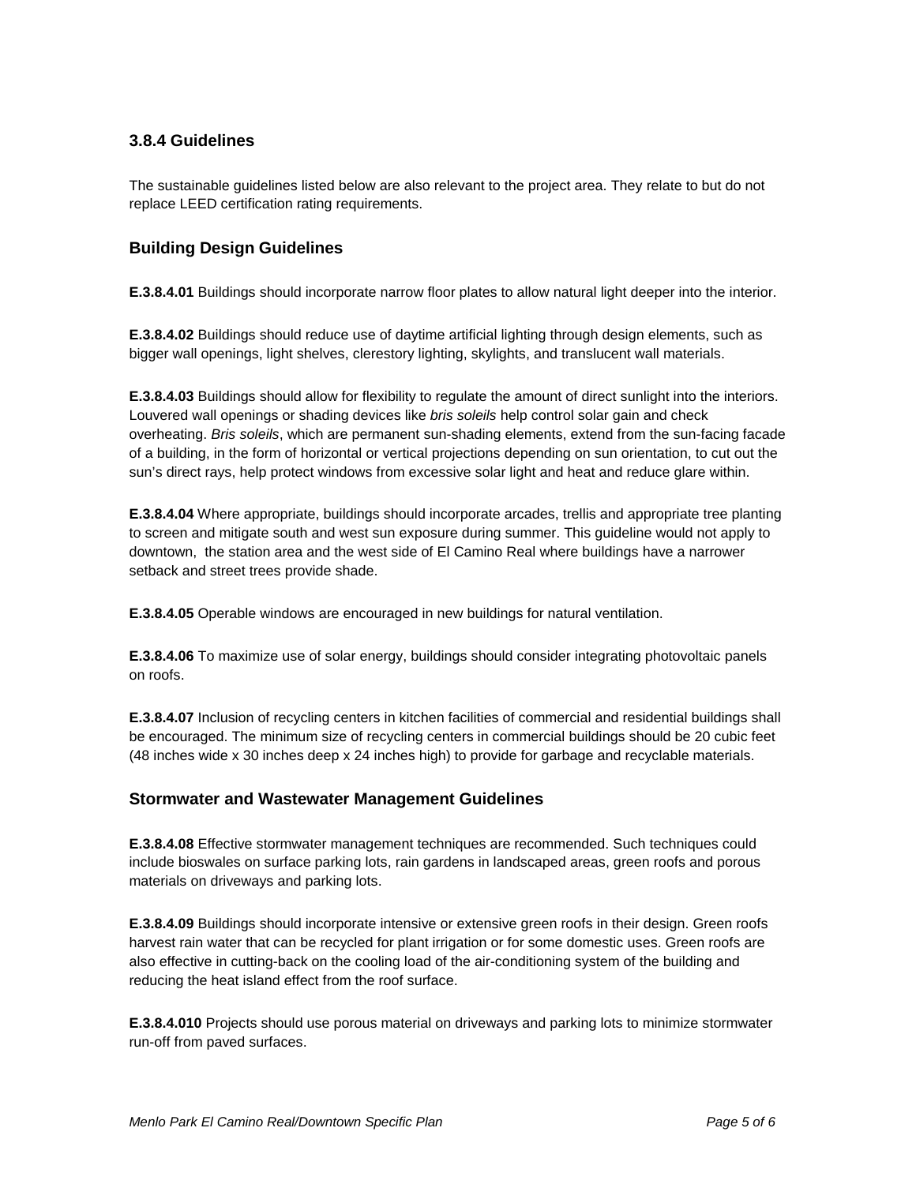### 3.8.4 Guidelines

The sustainable guidelines listed below are also relevant to the project area. They relate to but do not replace LEED certification rating requirements.

### Building Design Guidelines

**E.3.8.4.01** Buildings should incorporate narrow floor plates to allow natural light deeper into the interior.

**E.3.8.4.02** Buildings should reduce use of daytime artificial lighting through design elements, such as bigger wall openings, light shelves, clerestory lighting, skylights, and translucent wall materials.

**E.3.8.4.03** Buildings should allow for flexibility to regulate the amount of direct sunlight into the interiors. Louvered wall openings or shading devices like *bris soleils* help control solar gain and check overheating. *Bris soleils*, which are permanent sun-shading elements, extend from the sun-facing facade of a building, in the form of horizontal or vertical projections depending on sun orientation, to cut out the sun's direct rays, help protect windows from excessive solar light and heat and reduce glare within.

**E.3.8.4.04** Where appropriate, buildings should incorporate arcades, trellis and appropriate tree planting to screen and mitigate south and west sun exposure during summer. This guideline would not apply to downtown, the station area and the west side of El Camino Real where buildings have a narrower setback and street trees provide shade.

**E.3.8.4.05** Operable windows are encouraged in new buildings for natural ventilation.

**E.3.8.4.06** To maximize use of solar energy, buildings should consider integrating photovoltaic panels on roofs.

**E.3.8.4.07** Inclusion of recycling centers in kitchen facilities of commercial and residential buildings shall be encouraged. The minimum size of recycling centers in commercial buildings should be 20 cubic feet (48 inches wide x 30 inches deep x 24 inches high) to provide for garbage and recyclable materials.

### Stormwater and Wastewater Management Guidelines

**E.3.8.4.08** Effective stormwater management techniques are recommended. Such techniques could include bioswales on surface parking lots, rain gardens in landscaped areas, green roofs and porous materials on driveways and parking lots.

**E.3.8.4.09** Buildings should incorporate intensive or extensive green roofs in their design. Green roofs harvest rain water that can be recycled for plant irrigation or for some domestic uses. Green roofs are also effective in cutting-back on the cooling load of the air-conditioning system of the building and reducing the heat island effect from the roof surface.

**E.3.8.4.010** Projects should use porous material on driveways and parking lots to minimize stormwater run-off from paved surfaces.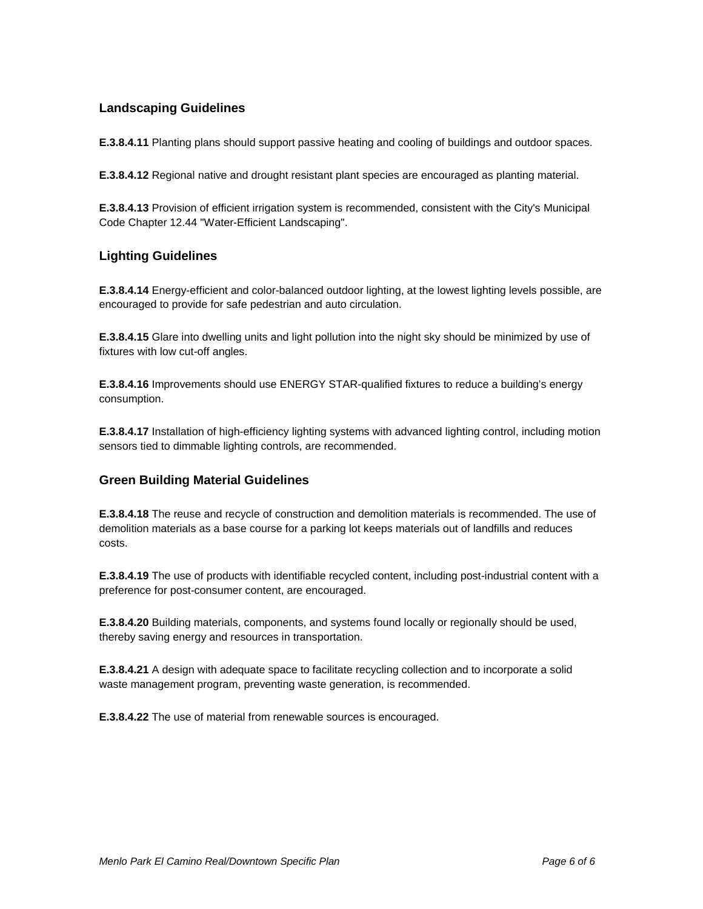### Landscaping Guidelines

**E.3.8.4.11** Planting plans should support passive heating and cooling of buildings and outdoor spaces.

**E.3.8.4.12** Regional native and drought resistant plant species are encouraged as planting material.

**E.3.8.4.13** Provision of efficient irrigation system is recommended, consistent with the City's Municipal Code Chapter 12.44 "Water-Efficient Landscaping".

### Lighting Guidelines

**E.3.8.4.14** Energy-efficient and color-balanced outdoor lighting, at the lowest lighting levels possible, are encouraged to provide for safe pedestrian and auto circulation.

**E.3.8.4.15** Glare into dwelling units and light pollution into the night sky should be minimized by use of fixtures with low cut-off angles.

**E.3.8.4.16** Improvements should use ENERGY STAR-qualified fixtures to reduce a building's energy consumption.

**E.3.8.4.17** Installation of high-efficiency lighting systems with advanced lighting control, including motion sensors tied to dimmable lighting controls, are recommended.

### Green Building Material Guidelines

**E.3.8.4.18** The reuse and recycle of construction and demolition materials is recommended. The use of demolition materials as a base course for a parking lot keeps materials out of landfills and reduces costs.

**E.3.8.4.19** The use of products with identifiable recycled content, including post-industrial content with a preference for post-consumer content, are encouraged.

**E.3.8.4.20** Building materials, components, and systems found locally or regionally should be used, thereby saving energy and resources in transportation.

**E.3.8.4.21** A design with adequate space to facilitate recycling collection and to incorporate a solid waste management program, preventing waste generation, is recommended.

**E.3.8.4.22** The use of material from renewable sources is encouraged.